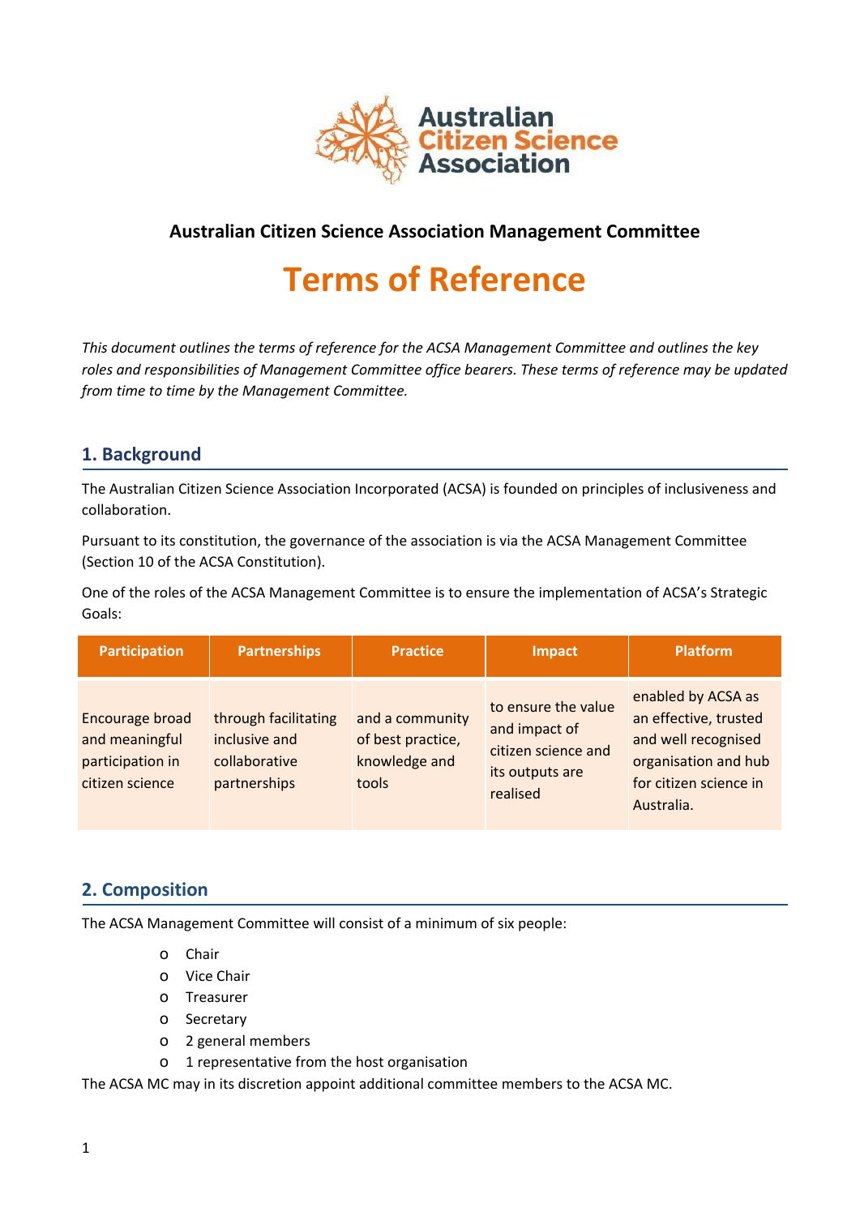**Australian Citizen Science Association Management Committee**

# Terms of Reference

*This document outlines the terms of reference for the ACSA Management Committee and outlines the key roles and responsibilities of Management Committee office bearers. These terms of reference may be updated from time to time by the Management Committee.*

## 1. Background

The Australian Citizen Science Association Incorporated (ACSA) is founded on principles of inclusiveness and collaboration.

Pursuant to its constitution, the governance of the association is via the ACSA Management Committee (Section 10 of the ACSA Constitution).

One of the roles of the ACSA Management Committee is to ensure the implementation of ACSA's Strategic Goals:

| Participation | Partnerships | Practice | Impact | Platform |
|---|---|---|---|---|
| Encourage broad and meaningful participation in citizen science | through facilitating inclusive and collaborative partnerships | and a community of best practice, knowledge and tools | to ensure the value and impact of citizen science and its outputs are realised | enabled by ACSA as an effective, trusted and well recognised organisation and hub for citizen science in Australia. |

## 2. Composition

The ACSA Management Committee will consist of a minimum of six people:

- Chair
- Vice Chair
- Treasurer
- Secretary
- 2 general members
- 1 representative from the host organisation

The ACSA MC may in its discretion appoint additional committee members to the ACSA MC.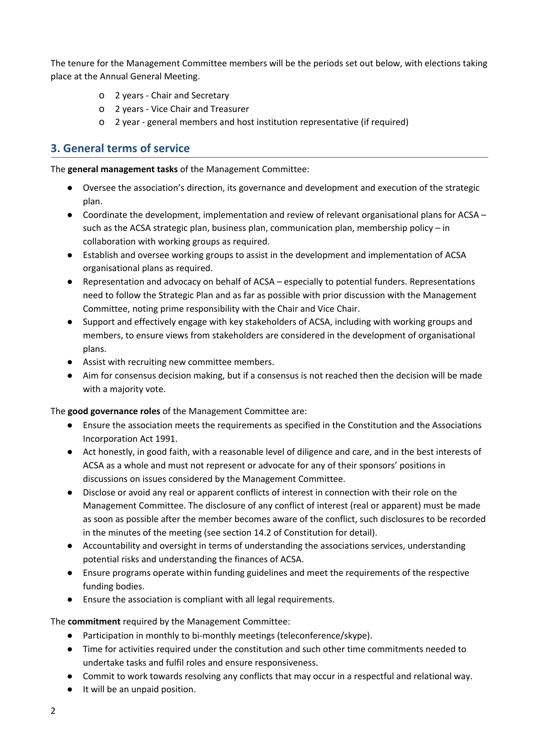The tenure for the Management Committee members will be the periods set out below, with elections taking place at the Annual General Meeting.

- 2 years - Chair and Secretary
- 2 years - Vice Chair and Treasurer
- 2 year - general members and host institution representative (if required)

## 3. General terms of service

The **general management tasks** of the Management Committee:

- Oversee the association's direction, its governance and development and execution of the strategic plan.
- Coordinate the development, implementation and review of relevant organisational plans for ACSA – such as the ACSA strategic plan, business plan, communication plan, membership policy – in collaboration with working groups as required.
- Establish and oversee working groups to assist in the development and implementation of ACSA organisational plans as required.
- Representation and advocacy on behalf of ACSA – especially to potential funders. Representations need to follow the Strategic Plan and as far as possible with prior discussion with the Management Committee, noting prime responsibility with the Chair and Vice Chair.
- Support and effectively engage with key stakeholders of ACSA, including with working groups and members, to ensure views from stakeholders are considered in the development of organisational plans.
- Assist with recruiting new committee members.
- Aim for consensus decision making, but if a consensus is not reached then the decision will be made with a majority vote.

The **good governance roles** of the Management Committee are:

- Ensure the association meets the requirements as specified in the Constitution and the Associations Incorporation Act 1991.
- Act honestly, in good faith, with a reasonable level of diligence and care, and in the best interests of ACSA as a whole and must not represent or advocate for any of their sponsors' positions in discussions on issues considered by the Management Committee.
- Disclose or avoid any real or apparent conflicts of interest in connection with their role on the Management Committee. The disclosure of any conflict of interest (real or apparent) must be made as soon as possible after the member becomes aware of the conflict, such disclosures to be recorded in the minutes of the meeting (see section 14.2 of Constitution for detail).
- Accountability and oversight in terms of understanding the associations services, understanding potential risks and understanding the finances of ACSA.
- Ensure programs operate within funding guidelines and meet the requirements of the respective funding bodies.
- Ensure the association is compliant with all legal requirements.

The **commitment** required by the Management Committee:

- Participation in monthly to bi-monthly meetings (teleconference/skype).
- Time for activities required under the constitution and such other time commitments needed to undertake tasks and fulfil roles and ensure responsiveness.
- Commit to work towards resolving any conflicts that may occur in a respectful and relational way.
- It will be an unpaid position.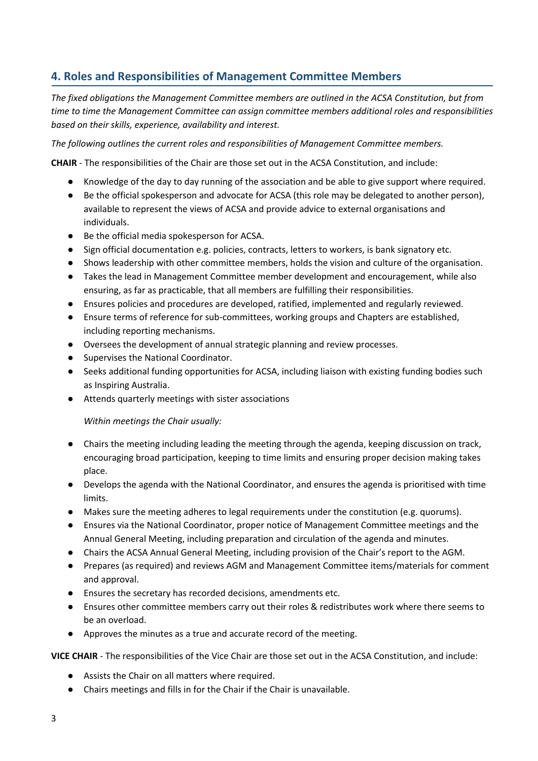## 4. Roles and Responsibilities of Management Committee Members

*The fixed obligations the Management Committee members are outlined in the ACSA Constitution, but from time to time the Management Committee can assign committee members additional roles and responsibilities based on their skills, experience, availability and interest.*

*The following outlines the current roles and responsibilities of Management Committee members.*

**CHAIR** - The responsibilities of the Chair are those set out in the ACSA Constitution, and include:

- Knowledge of the day to day running of the association and be able to give support where required.
- Be the official spokesperson and advocate for ACSA (this role may be delegated to another person), available to represent the views of ACSA and provide advice to external organisations and individuals.
- Be the official media spokesperson for ACSA.
- Sign official documentation e.g. policies, contracts, letters to workers, is bank signatory etc.
- Shows leadership with other committee members, holds the vision and culture of the organisation.
- Takes the lead in Management Committee member development and encouragement, while also ensuring, as far as practicable, that all members are fulfilling their responsibilities.
- Ensures policies and procedures are developed, ratified, implemented and regularly reviewed.
- Ensure terms of reference for sub-committees, working groups and Chapters are established, including reporting mechanisms.
- Oversees the development of annual strategic planning and review processes.
- Supervises the National Coordinator.
- Seeks additional funding opportunities for ACSA, including liaison with existing funding bodies such as Inspiring Australia.
- Attends quarterly meetings with sister associations

  *Within meetings the Chair usually:*

- Chairs the meeting including leading the meeting through the agenda, keeping discussion on track, encouraging broad participation, keeping to time limits and ensuring proper decision making takes place.
- Develops the agenda with the National Coordinator, and ensures the agenda is prioritised with time limits.
- Makes sure the meeting adheres to legal requirements under the constitution (e.g. quorums).
- Ensures via the National Coordinator, proper notice of Management Committee meetings and the Annual General Meeting, including preparation and circulation of the agenda and minutes.
- Chairs the ACSA Annual General Meeting, including provision of the Chair's report to the AGM.
- Prepares (as required) and reviews AGM and Management Committee items/materials for comment and approval.
- Ensures the secretary has recorded decisions, amendments etc.
- Ensures other committee members carry out their roles & redistributes work where there seems to be an overload.
- Approves the minutes as a true and accurate record of the meeting.

**VICE CHAIR** - The responsibilities of the Vice Chair are those set out in the ACSA Constitution, and include:

- Assists the Chair on all matters where required.
- Chairs meetings and fills in for the Chair if the Chair is unavailable.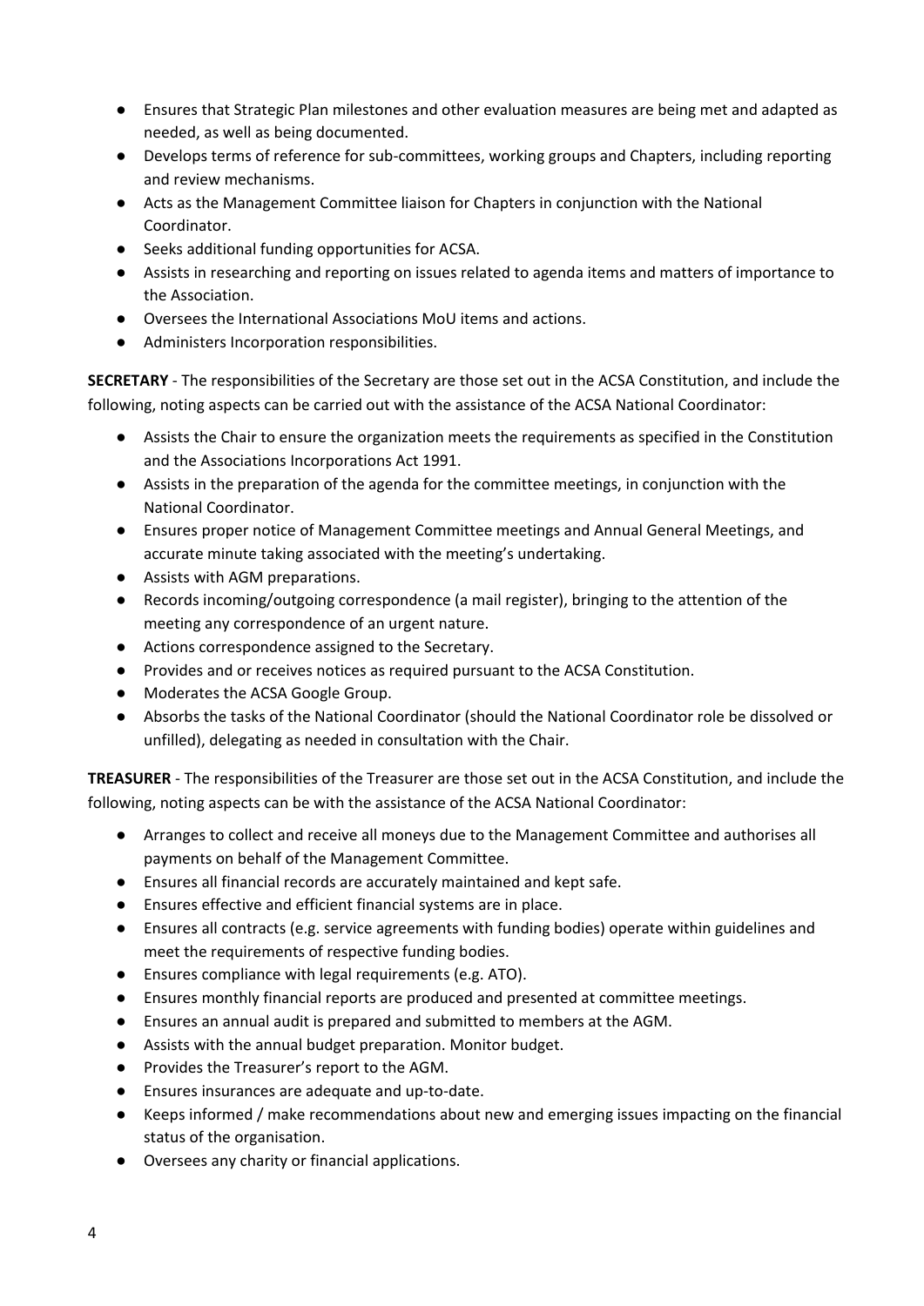- Ensures that Strategic Plan milestones and other evaluation measures are being met and adapted as needed, as well as being documented.
- Develops terms of reference for sub-committees, working groups and Chapters, including reporting and review mechanisms.
- Acts as the Management Committee liaison for Chapters in conjunction with the National Coordinator.
- Seeks additional funding opportunities for ACSA.
- Assists in researching and reporting on issues related to agenda items and matters of importance to the Association.
- Oversees the International Associations MoU items and actions.
- Administers Incorporation responsibilities.

**SECRETARY** - The responsibilities of the Secretary are those set out in the ACSA Constitution, and include the following, noting aspects can be carried out with the assistance of the ACSA National Coordinator:

- Assists the Chair to ensure the organization meets the requirements as specified in the Constitution and the Associations Incorporations Act 1991.
- Assists in the preparation of the agenda for the committee meetings, in conjunction with the National Coordinator.
- Ensures proper notice of Management Committee meetings and Annual General Meetings, and accurate minute taking associated with the meeting's undertaking.
- Assists with AGM preparations.
- Records incoming/outgoing correspondence (a mail register), bringing to the attention of the meeting any correspondence of an urgent nature.
- Actions correspondence assigned to the Secretary.
- Provides and or receives notices as required pursuant to the ACSA Constitution.
- Moderates the ACSA Google Group.
- Absorbs the tasks of the National Coordinator (should the National Coordinator role be dissolved or unfilled), delegating as needed in consultation with the Chair.

**TREASURER** - The responsibilities of the Treasurer are those set out in the ACSA Constitution, and include the following, noting aspects can be with the assistance of the ACSA National Coordinator:

- Arranges to collect and receive all moneys due to the Management Committee and authorises all payments on behalf of the Management Committee.
- Ensures all financial records are accurately maintained and kept safe.
- Ensures effective and efficient financial systems are in place.
- Ensures all contracts (e.g. service agreements with funding bodies) operate within guidelines and meet the requirements of respective funding bodies.
- Ensures compliance with legal requirements (e.g. ATO).
- Ensures monthly financial reports are produced and presented at committee meetings.
- Ensures an annual audit is prepared and submitted to members at the AGM.
- Assists with the annual budget preparation. Monitor budget.
- Provides the Treasurer's report to the AGM.
- Ensures insurances are adequate and up-to-date.
- Keeps informed / make recommendations about new and emerging issues impacting on the financial status of the organisation.
- Oversees any charity or financial applications.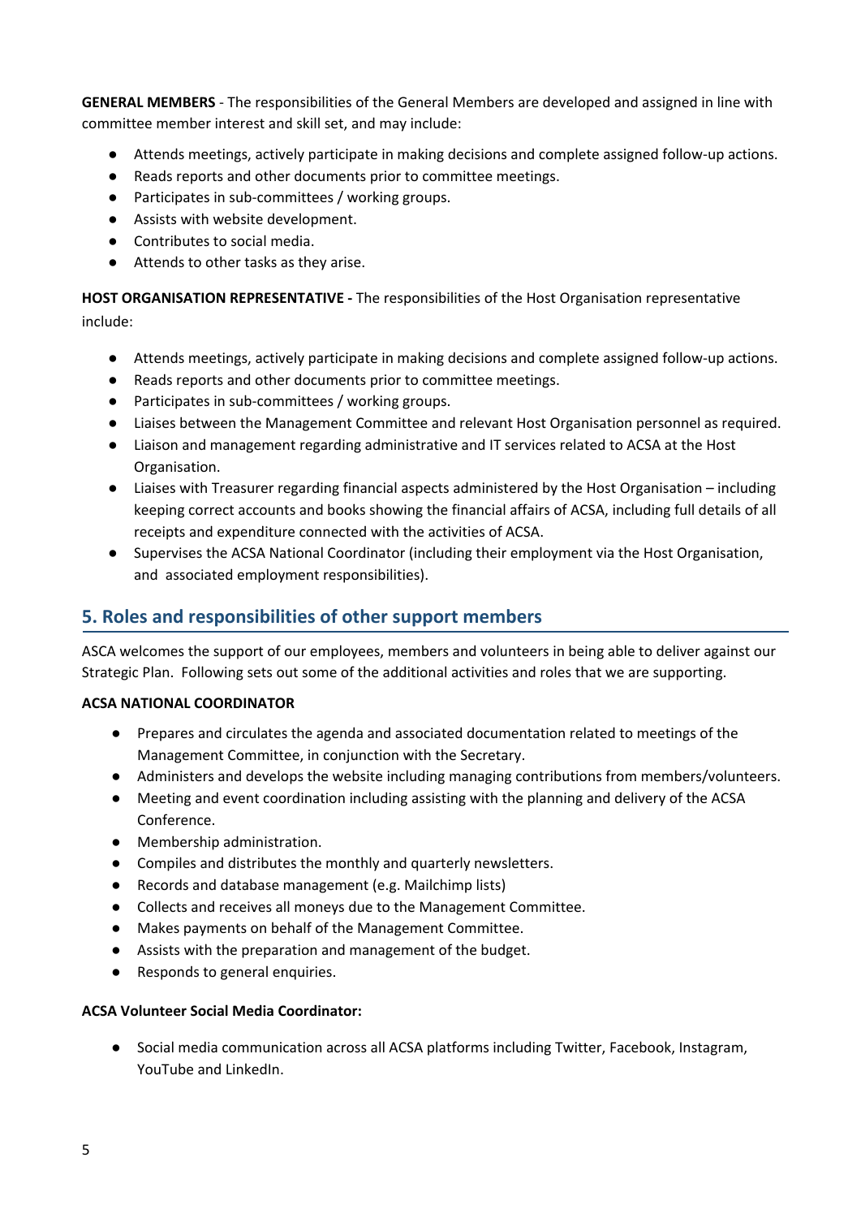**GENERAL MEMBERS** - The responsibilities of the General Members are developed and assigned in line with committee member interest and skill set, and may include:

- Attends meetings, actively participate in making decisions and complete assigned follow-up actions.
- Reads reports and other documents prior to committee meetings.
- Participates in sub-committees / working groups.
- Assists with website development.
- Contributes to social media.
- Attends to other tasks as they arise.

**HOST ORGANISATION REPRESENTATIVE -** The responsibilities of the Host Organisation representative include:

- Attends meetings, actively participate in making decisions and complete assigned follow-up actions.
- Reads reports and other documents prior to committee meetings.
- Participates in sub-committees / working groups.
- Liaises between the Management Committee and relevant Host Organisation personnel as required.
- Liaison and management regarding administrative and IT services related to ACSA at the Host Organisation.
- Liaises with Treasurer regarding financial aspects administered by the Host Organisation – including keeping correct accounts and books showing the financial affairs of ACSA, including full details of all receipts and expenditure connected with the activities of ACSA.
- Supervises the ACSA National Coordinator (including their employment via the Host Organisation, and associated employment responsibilities).

## 5. Roles and responsibilities of other support members

ASCA welcomes the support of our employees, members and volunteers in being able to deliver against our Strategic Plan. Following sets out some of the additional activities and roles that we are supporting.

**ACSA NATIONAL COORDINATOR**

- Prepares and circulates the agenda and associated documentation related to meetings of the Management Committee, in conjunction with the Secretary.
- Administers and develops the website including managing contributions from members/volunteers.
- Meeting and event coordination including assisting with the planning and delivery of the ACSA Conference.
- Membership administration.
- Compiles and distributes the monthly and quarterly newsletters.
- Records and database management (e.g. Mailchimp lists)
- Collects and receives all moneys due to the Management Committee.
- Makes payments on behalf of the Management Committee.
- Assists with the preparation and management of the budget.
- Responds to general enquiries.

**ACSA Volunteer Social Media Coordinator:**

- Social media communication across all ACSA platforms including Twitter, Facebook, Instagram, YouTube and LinkedIn.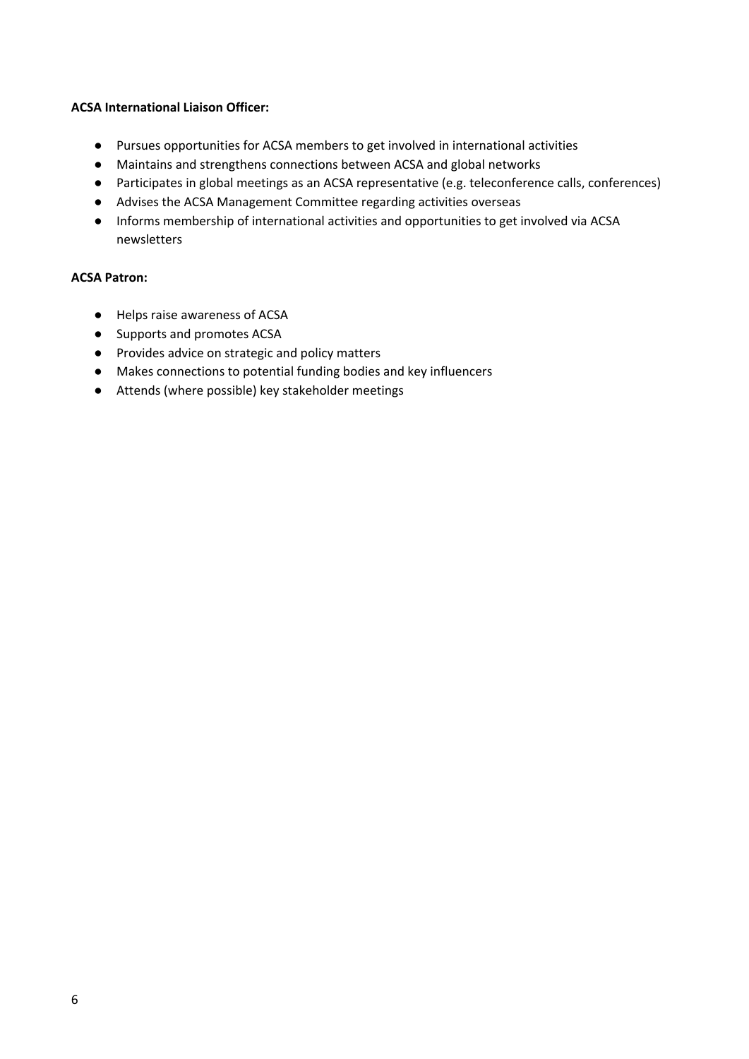**ACSA International Liaison Officer:**

- Pursues opportunities for ACSA members to get involved in international activities
- Maintains and strengthens connections between ACSA and global networks
- Participates in global meetings as an ACSA representative (e.g. teleconference calls, conferences)
- Advises the ACSA Management Committee regarding activities overseas
- Informs membership of international activities and opportunities to get involved via ACSA newsletters

**ACSA Patron:**

- Helps raise awareness of ACSA
- Supports and promotes ACSA
- Provides advice on strategic and policy matters
- Makes connections to potential funding bodies and key influencers
- Attends (where possible) key stakeholder meetings